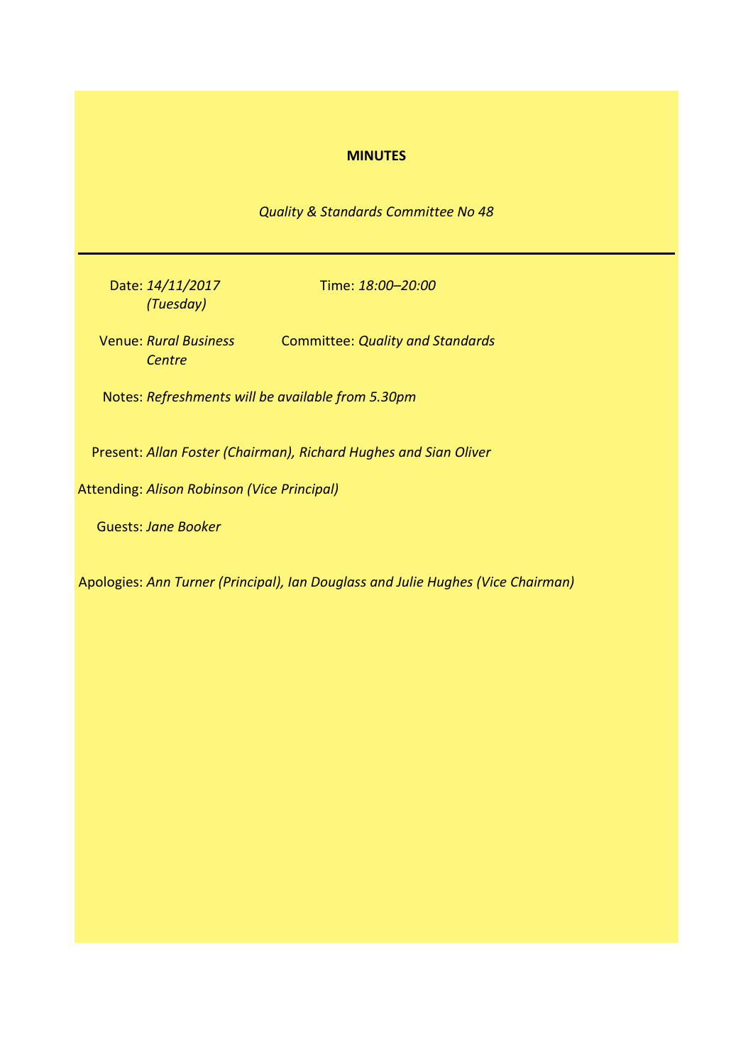**MINUTES**

*Quality & Standards Committee No 48*

---

Date: *14/11/2017 (Tuesday)*

Time: *18:00–20:00*

Venue: *Rural Business Centre*

Committee: *Quality and Standards*

Notes: *Refreshments will be available from 5.30pm*

Present: *Allan Foster (Chairman), Richard Hughes and Sian Oliver*

Attending: *Alison Robinson (Vice Principal)*

Guests: *Jane Booker*

Apologies: *Ann Turner (Principal), Ian Douglass and Julie Hughes (Vice Chairman)*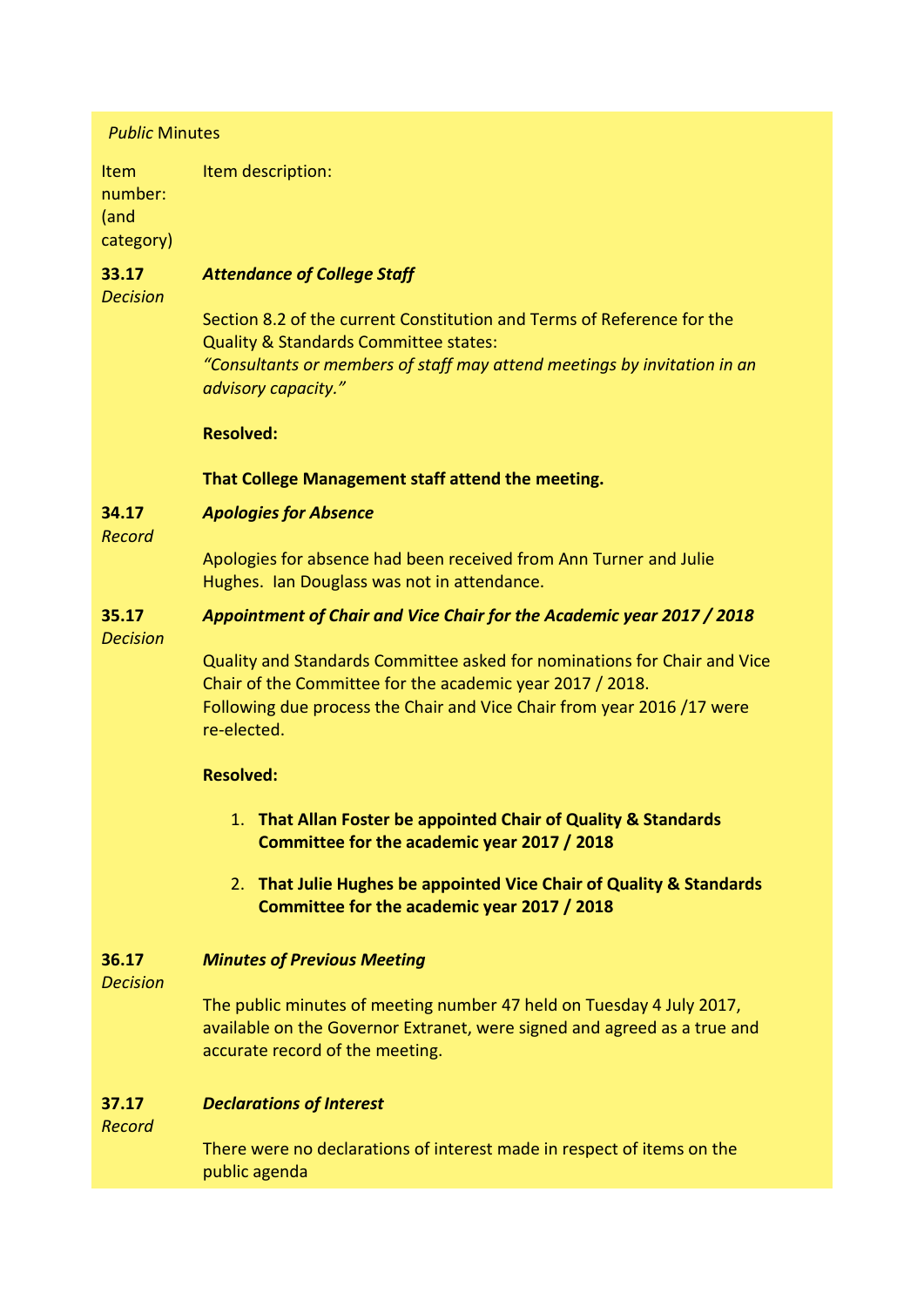*Public* Minutes

| Item number: (and category) | Item description: |
|---|---|
| **33.17** *Decision* | ***Attendance of College Staff***<br><br>Section 8.2 of the current Constitution and Terms of Reference for the Quality & Standards Committee states:<br>*"Consultants or members of staff may attend meetings by invitation in an advisory capacity."*<br><br>**Resolved:**<br><br>**That College Management staff attend the meeting.** |
| **34.17** *Record* | ***Apologies for Absence***<br><br>Apologies for absence had been received from Ann Turner and Julie Hughes. Ian Douglass was not in attendance. |
| **35.17** *Decision* | ***Appointment of Chair and Vice Chair for the Academic year 2017 / 2018***<br><br>Quality and Standards Committee asked for nominations for Chair and Vice Chair of the Committee for the academic year 2017 / 2018.<br>Following due process the Chair and Vice Chair from year 2016 /17 were re-elected.<br><br>**Resolved:**<br><br>1. **That Allan Foster be appointed Chair of Quality & Standards Committee for the academic year 2017 / 2018**<br>2. **That Julie Hughes be appointed Vice Chair of Quality & Standards Committee for the academic year 2017 / 2018** |
| **36.17** *Decision* | ***Minutes of Previous Meeting***<br><br>The public minutes of meeting number 47 held on Tuesday 4 July 2017, available on the Governor Extranet, were signed and agreed as a true and accurate record of the meeting. |
| **37.17** *Record* | ***Declarations of Interest***<br><br>There were no declarations of interest made in respect of items on the public agenda |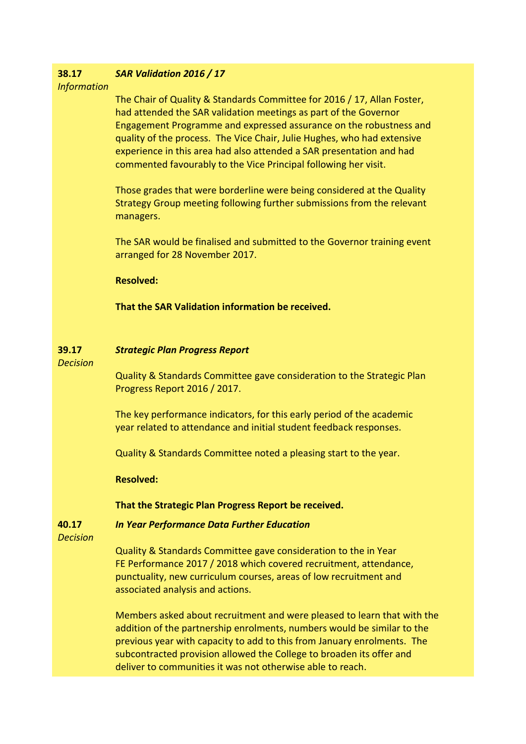**38.17** *Information*

***SAR Validation 2016 / 17***

The Chair of Quality & Standards Committee for 2016 / 17, Allan Foster, had attended the SAR validation meetings as part of the Governor Engagement Programme and expressed assurance on the robustness and quality of the process. The Vice Chair, Julie Hughes, who had extensive experience in this area had also attended a SAR presentation and had commented favourably to the Vice Principal following her visit.

Those grades that were borderline were being considered at the Quality Strategy Group meeting following further submissions from the relevant managers.

The SAR would be finalised and submitted to the Governor training event arranged for 28 November 2017.

**Resolved:**

**That the SAR Validation information be received.**

**39.17** *Decision*

***Strategic Plan Progress Report***

Quality & Standards Committee gave consideration to the Strategic Plan Progress Report 2016 / 2017.

The key performance indicators, for this early period of the academic year related to attendance and initial student feedback responses.

Quality & Standards Committee noted a pleasing start to the year.

**Resolved:**

**That the Strategic Plan Progress Report be received.**

**40.17** *Decision*

***In Year Performance Data Further Education***

Quality & Standards Committee gave consideration to the in Year FE Performance 2017 / 2018 which covered recruitment, attendance, punctuality, new curriculum courses, areas of low recruitment and associated analysis and actions.

Members asked about recruitment and were pleased to learn that with the addition of the partnership enrolments, numbers would be similar to the previous year with capacity to add to this from January enrolments. The subcontracted provision allowed the College to broaden its offer and deliver to communities it was not otherwise able to reach.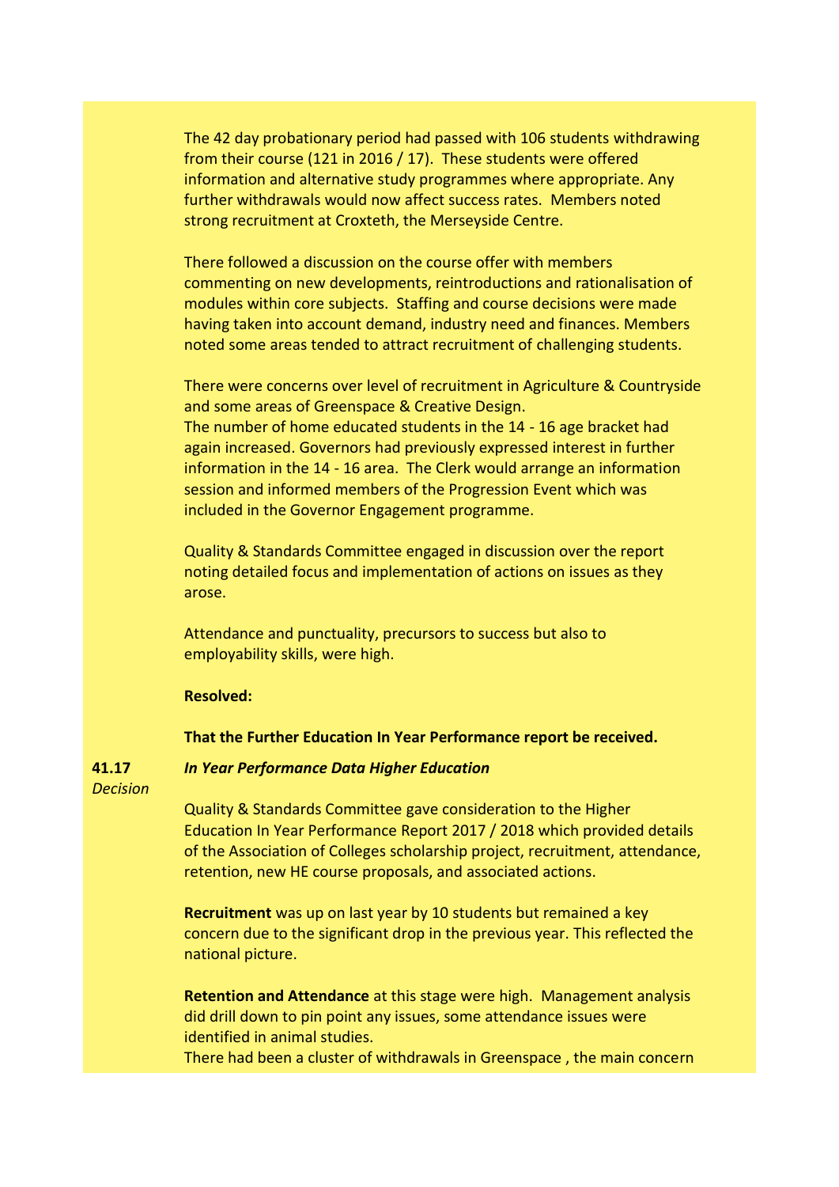The 42 day probationary period had passed with 106 students withdrawing from their course (121 in 2016 / 17). These students were offered information and alternative study programmes where appropriate. Any further withdrawals would now affect success rates. Members noted strong recruitment at Croxteth, the Merseyside Centre.

There followed a discussion on the course offer with members commenting on new developments, reintroductions and rationalisation of modules within core subjects. Staffing and course decisions were made having taken into account demand, industry need and finances. Members noted some areas tended to attract recruitment of challenging students.

There were concerns over level of recruitment in Agriculture & Countryside and some areas of Greenspace & Creative Design.
The number of home educated students in the 14 - 16 age bracket had again increased. Governors had previously expressed interest in further information in the 14 - 16 area. The Clerk would arrange an information session and informed members of the Progression Event which was included in the Governor Engagement programme.

Quality & Standards Committee engaged in discussion over the report noting detailed focus and implementation of actions on issues as they arose.

Attendance and punctuality, precursors to success but also to employability skills, were high.

**Resolved:**

**That the Further Education In Year Performance report be received.**

**41.17** ***In Year Performance Data Higher Education***
*Decision*

Quality & Standards Committee gave consideration to the Higher Education In Year Performance Report 2017 / 2018 which provided details of the Association of Colleges scholarship project, recruitment, attendance, retention, new HE course proposals, and associated actions.

**Recruitment** was up on last year by 10 students but remained a key concern due to the significant drop in the previous year. This reflected the national picture.

**Retention and Attendance** at this stage were high. Management analysis did drill down to pin point any issues, some attendance issues were identified in animal studies.
There had been a cluster of withdrawals in Greenspace , the main concern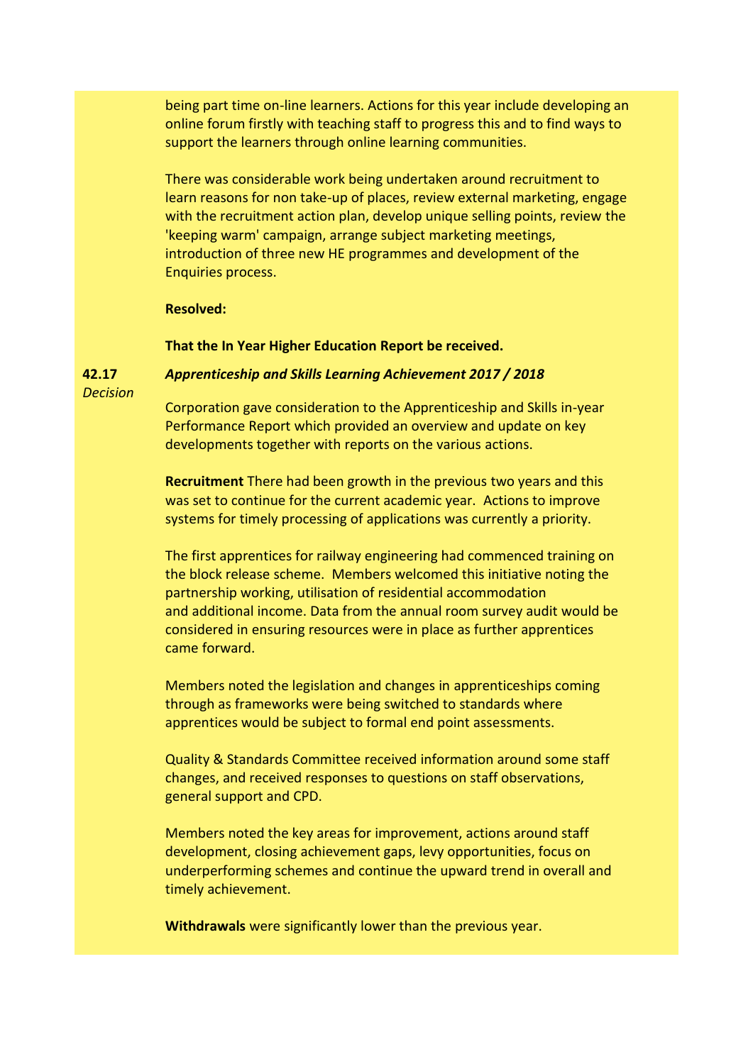being part time on-line learners. Actions for this year include developing an online forum firstly with teaching staff to progress this and to find ways to support the learners through online learning communities.

There was considerable work being undertaken around recruitment to learn reasons for non take-up of places, review external marketing, engage with the recruitment action plan, develop unique selling points, review the 'keeping warm' campaign, arrange subject marketing meetings, introduction of three new HE programmes and development of the Enquiries process.

**Resolved:**

**That the In Year Higher Education Report be received.**

**42.17** *Decision*

***Apprenticeship and Skills Learning Achievement 2017 / 2018***

Corporation gave consideration to the Apprenticeship and Skills in-year Performance Report which provided an overview and update on key developments together with reports on the various actions.

**Recruitment** There had been growth in the previous two years and this was set to continue for the current academic year. Actions to improve systems for timely processing of applications was currently a priority.

The first apprentices for railway engineering had commenced training on the block release scheme. Members welcomed this initiative noting the partnership working, utilisation of residential accommodation and additional income. Data from the annual room survey audit would be considered in ensuring resources were in place as further apprentices came forward.

Members noted the legislation and changes in apprenticeships coming through as frameworks were being switched to standards where apprentices would be subject to formal end point assessments.

Quality & Standards Committee received information around some staff changes, and received responses to questions on staff observations, general support and CPD.

Members noted the key areas for improvement, actions around staff development, closing achievement gaps, levy opportunities, focus on underperforming schemes and continue the upward trend in overall and timely achievement.

**Withdrawals** were significantly lower than the previous year.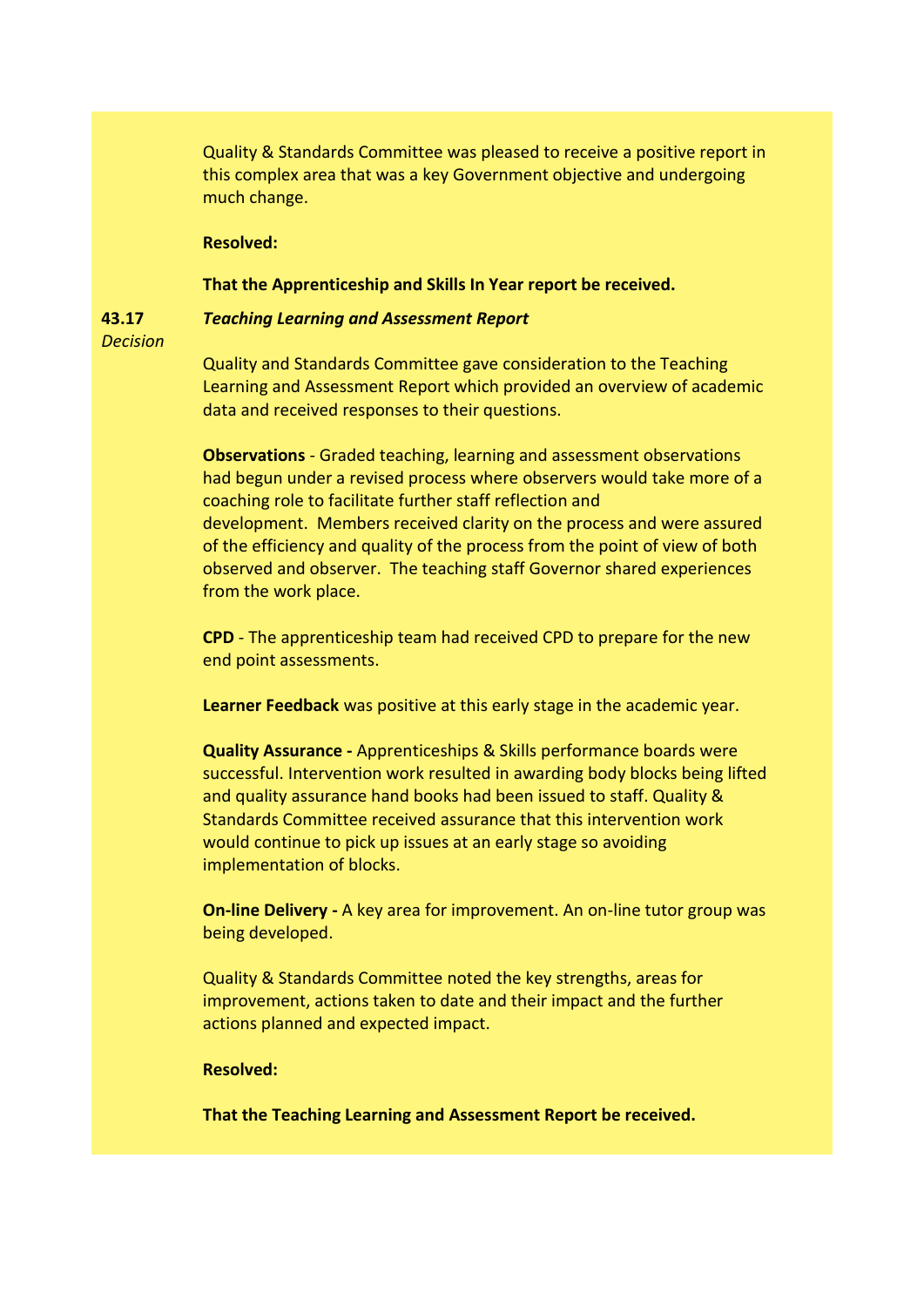Quality & Standards Committee was pleased to receive a positive report in this complex area that was a key Government objective and undergoing much change.

**Resolved:**

**That the Apprenticeship and Skills In Year report be received.**

**43.17** *Decision*

***Teaching Learning and Assessment Report***

Quality and Standards Committee gave consideration to the Teaching Learning and Assessment Report which provided an overview of academic data and received responses to their questions.

**Observations** - Graded teaching, learning and assessment observations had begun under a revised process where observers would take more of a coaching role to facilitate further staff reflection and development. Members received clarity on the process and were assured of the efficiency and quality of the process from the point of view of both observed and observer. The teaching staff Governor shared experiences from the work place.

**CPD** - The apprenticeship team had received CPD to prepare for the new end point assessments.

**Learner Feedback** was positive at this early stage in the academic year.

**Quality Assurance -** Apprenticeships & Skills performance boards were successful. Intervention work resulted in awarding body blocks being lifted and quality assurance hand books had been issued to staff. Quality & Standards Committee received assurance that this intervention work would continue to pick up issues at an early stage so avoiding implementation of blocks.

**On-line Delivery -** A key area for improvement. An on-line tutor group was being developed.

Quality & Standards Committee noted the key strengths, areas for improvement, actions taken to date and their impact and the further actions planned and expected impact.

**Resolved:**

**That the Teaching Learning and Assessment Report be received.**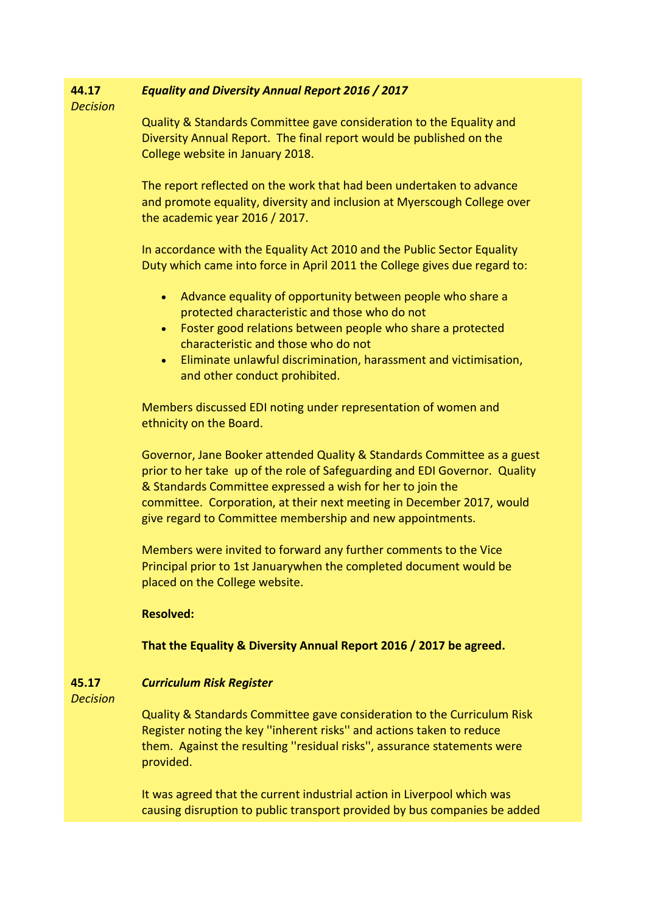**44.17** *Decision*

***Equality and Diversity Annual Report 2016 / 2017***

Quality & Standards Committee gave consideration to the Equality and Diversity Annual Report. The final report would be published on the College website in January 2018.

The report reflected on the work that had been undertaken to advance and promote equality, diversity and inclusion at Myerscough College over the academic year 2016 / 2017.

In accordance with the Equality Act 2010 and the Public Sector Equality Duty which came into force in April 2011 the College gives due regard to:

- Advance equality of opportunity between people who share a protected characteristic and those who do not
- Foster good relations between people who share a protected characteristic and those who do not
- Eliminate unlawful discrimination, harassment and victimisation, and other conduct prohibited.

Members discussed EDI noting under representation of women and ethnicity on the Board.

Governor, Jane Booker attended Quality & Standards Committee as a guest prior to her take up of the role of Safeguarding and EDI Governor. Quality & Standards Committee expressed a wish for her to join the committee. Corporation, at their next meeting in December 2017, would give regard to Committee membership and new appointments.

Members were invited to forward any further comments to the Vice Principal prior to 1st Januarywhen the completed document would be placed on the College website.

**Resolved:**

**That the Equality & Diversity Annual Report 2016 / 2017 be agreed.**

**45.17** *Decision*

***Curriculum Risk Register***

Quality & Standards Committee gave consideration to the Curriculum Risk Register noting the key ''inherent risks'' and actions taken to reduce them. Against the resulting ''residual risks'', assurance statements were provided.

It was agreed that the current industrial action in Liverpool which was causing disruption to public transport provided by bus companies be added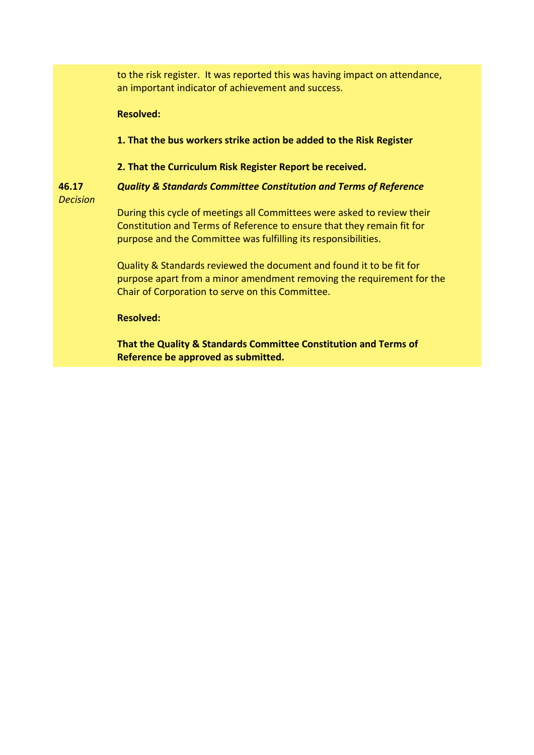to the risk register. It was reported this was having impact on attendance, an important indicator of achievement and success.

**Resolved:**

**1. That the bus workers strike action be added to the Risk Register**

**2. That the Curriculum Risk Register Report be received.**

**46.17** *Decision*

***Quality & Standards Committee Constitution and Terms of Reference***

During this cycle of meetings all Committees were asked to review their Constitution and Terms of Reference to ensure that they remain fit for purpose and the Committee was fulfilling its responsibilities.

Quality & Standards reviewed the document and found it to be fit for purpose apart from a minor amendment removing the requirement for the Chair of Corporation to serve on this Committee.

**Resolved:**

**That the Quality & Standards Committee Constitution and Terms of Reference be approved as submitted.**